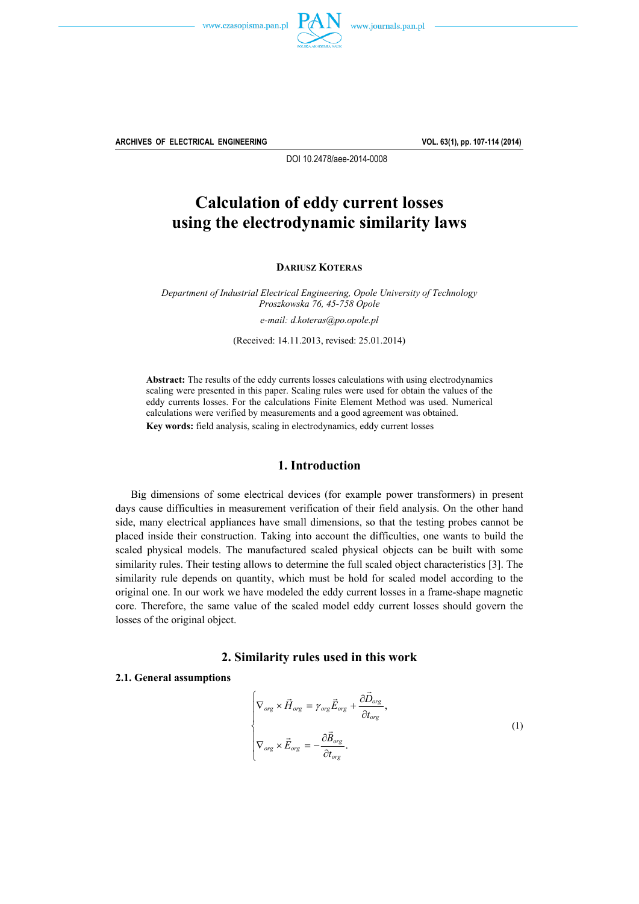DOI 10.2478/aee-2014-0008

# Calculation of eddy current losses using the electrodynamic similarity laws

**DARIUSZ KOTERAS**

*Department of Industrial Electrical Engineering, Opole University of Technology*
*Proszkowska 76, 45-758 Opole*

*e-mail: d.koteras@po.opole.pl*

(Received: 14.11.2013, revised: 25.01.2014)

**Abstract:** The results of the eddy currents losses calculations with using electrodynamics scaling were presented in this paper. Scaling rules were used for obtain the values of the eddy currents losses. For the calculations Finite Element Method was used. Numerical calculations were verified by measurements and a good agreement was obtained.

**Key words:** field analysis, scaling in electrodynamics, eddy current losses

## 1. Introduction

Big dimensions of some electrical devices (for example power transformers) in present days cause difficulties in measurement verification of their field analysis. On the other hand side, many electrical appliances have small dimensions, so that the testing probes cannot be placed inside their construction. Taking into account the difficulties, one wants to build the scaled physical models. The manufactured scaled physical objects can be built with some similarity rules. Their testing allows to determine the full scaled object characteristics [3]. The similarity rule depends on quantity, which must be hold for scaled model according to the original one. In our work we have modeled the eddy current losses in a frame-shape magnetic core. Therefore, the same value of the scaled model eddy current losses should govern the losses of the original object.

## 2. Similarity rules used in this work

### 2.1. General assumptions

$$
\begin{cases}
\nabla_{org} \times \vec{H}_{org} = \gamma_{org} \vec{E}_{org} + \dfrac{\partial \vec{D}_{org}}{\partial t_{org}}, \\[2ex]
\nabla_{org} \times \vec{E}_{org} = -\dfrac{\partial \vec{B}_{org}}{\partial t_{org}}.
\end{cases}
\tag{1}
$$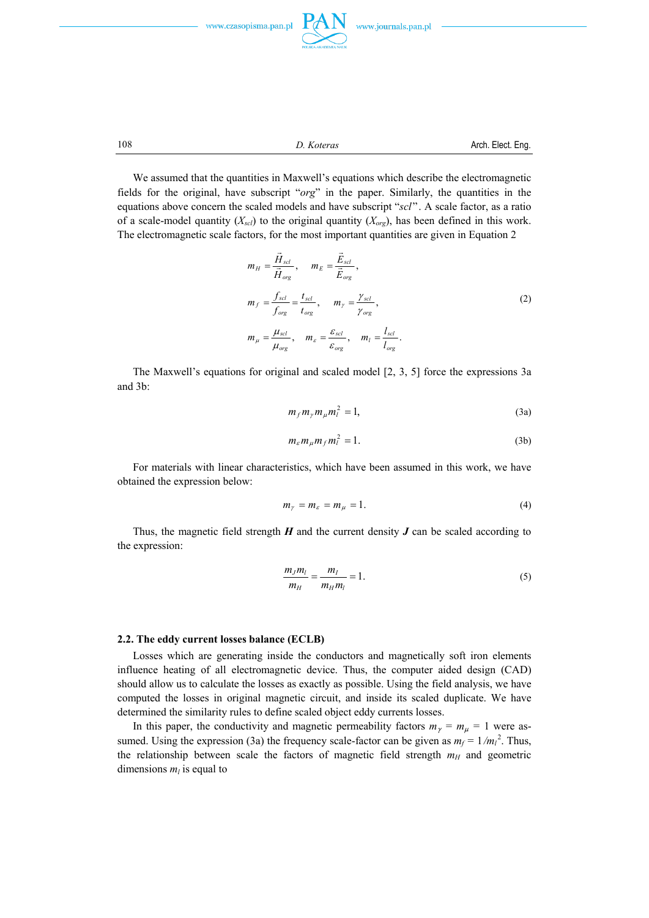We assumed that the quantities in Maxwell's equations which describe the electromagnetic fields for the original, have subscript "*org*" in the paper. Similarly, the quantities in the equations above concern the scaled models and have subscript "*scl*". A scale factor, as a ratio of a scale-model quantity ($X_{scl}$) to the original quantity ($X_{org}$), has been defined in this work. The electromagnetic scale factors, for the most important quantities are given in Equation 2

$$
\begin{gathered}
m_H = \frac{\vec{H}_{scl}}{\vec{H}_{org}}, \quad m_E = \frac{\vec{E}_{scl}}{\vec{E}_{org}}, \\
m_f = \frac{f_{scl}}{f_{org}} = \frac{t_{scl}}{t_{org}}, \quad m_\gamma = \frac{\gamma_{scl}}{\gamma_{org}}, \\
m_\mu = \frac{\mu_{scl}}{\mu_{org}}, \quad m_\varepsilon = \frac{\varepsilon_{scl}}{\varepsilon_{org}}, \quad m_l = \frac{l_{scl}}{l_{org}}.
\end{gathered} \tag{2}
$$

The Maxwell's equations for original and scaled model [2, 3, 5] force the expressions 3a and 3b:

$$m_f m_\gamma m_\mu m_l^2 = 1, \tag{3a}$$

$$m_\varepsilon m_\mu m_f m_l^2 = 1. \tag{3b}$$

For materials with linear characteristics, which have been assumed in this work, we have obtained the expression below:

$$m_\gamma = m_\varepsilon = m_\mu = 1. \tag{4}$$

Thus, the magnetic field strength $\boldsymbol{H}$ and the current density $\boldsymbol{J}$ can be scaled according to the expression:

$$\frac{m_J m_l}{m_H} = \frac{m_I}{m_H m_l} = 1. \tag{5}$$

### 2.2. The eddy current losses balance (ECLB)

Losses which are generating inside the conductors and magnetically soft iron elements influence heating of all electromagnetic device. Thus, the computer aided design (CAD) should allow us to calculate the losses as exactly as possible. Using the field analysis, we have computed the losses in original magnetic circuit, and inside its scaled duplicate. We have determined the similarity rules to define scaled object eddy currents losses.

In this paper, the conductivity and magnetic permeability factors $m_\gamma = m_\mu = 1$ were assumed. Using the expression (3a) the frequency scale-factor can be given as $m_f = 1/m_l^2$. Thus, the relationship between scale the factors of magnetic field strength $m_H$ and geometric dimensions $m_l$ is equal to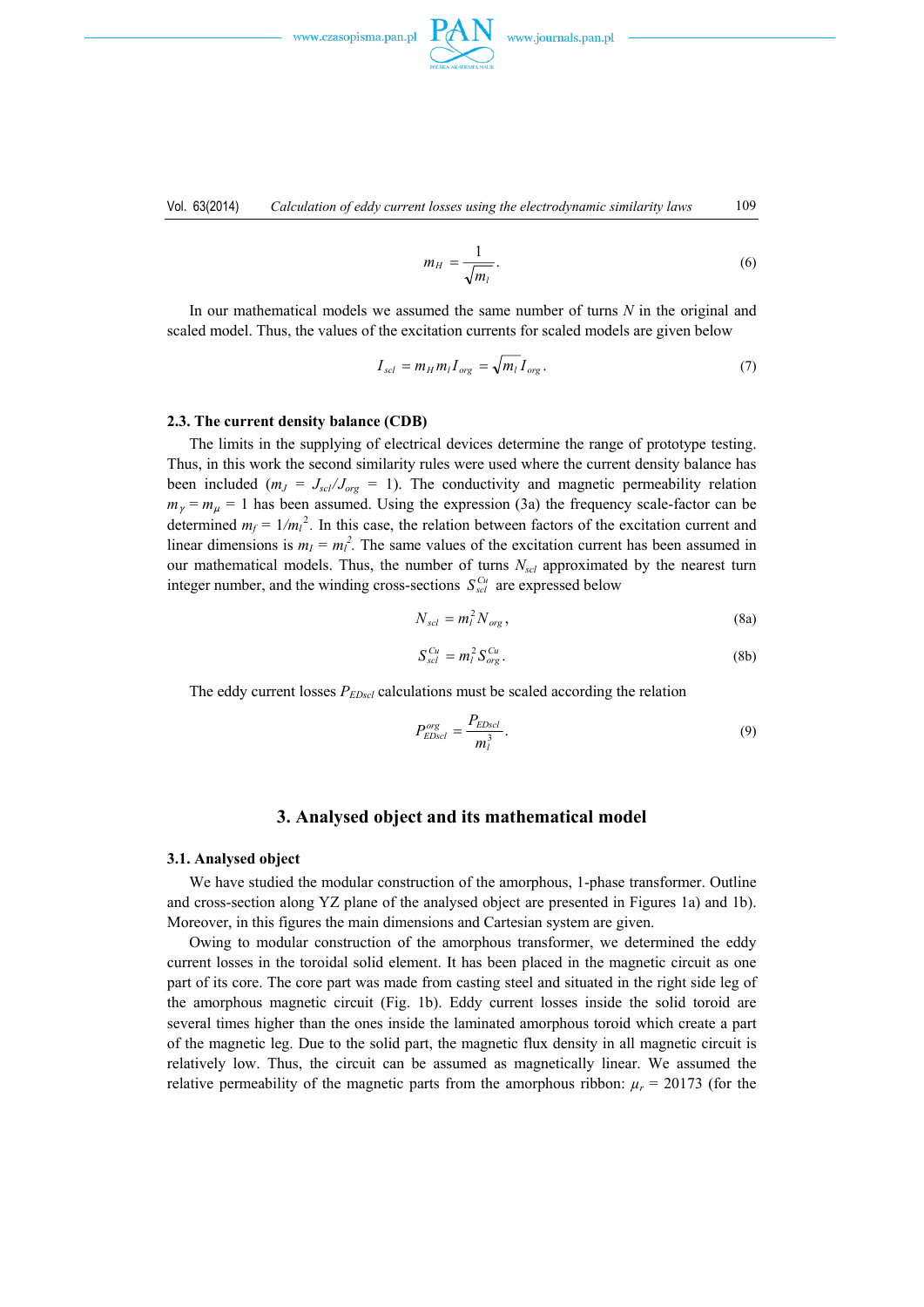$$m_H = \frac{1}{\sqrt{m_l}}. \tag{6}$$

In our mathematical models we assumed the same number of turns $N$ in the original and scaled model. Thus, the values of the excitation currents for scaled models are given below

$$I_{scl} = m_H m_l I_{org} = \sqrt{m_l} I_{org}. \tag{7}$$

### 2.3. The current density balance (CDB)

The limits in the supplying of electrical devices determine the range of prototype testing. Thus, in this work the second similarity rules were used where the current density balance has been included ($m_J = J_{scl}/J_{org} = 1$). The conductivity and magnetic permeability relation $m_\gamma = m_\mu = 1$ has been assumed. Using the expression (3a) the frequency scale-factor can be determined $m_f = 1/m_l^2$. In this case, the relation between factors of the excitation current and linear dimensions is $m_I = m_l^2$. The same values of the excitation current has been assumed in our mathematical models. Thus, the number of turns $N_{scl}$ approximated by the nearest turn integer number, and the winding cross-sections $S_{scl}^{Cu}$ are expressed below

$$N_{scl} = m_l^2 N_{org}, \tag{8a}$$

$$S_{scl}^{Cu} = m_l^2 S_{org}^{Cu}. \tag{8b}$$

The eddy current losses $P_{EDscl}$ calculations must be scaled according the relation

$$P_{EDscl}^{org} = \frac{P_{EDscl}}{m_l^3}. \tag{9}$$

## 3. Analysed object and its mathematical model

### 3.1. Analysed object

We have studied the modular construction of the amorphous, 1-phase transformer. Outline and cross-section along YZ plane of the analysed object are presented in Figures 1a) and 1b). Moreover, in this figures the main dimensions and Cartesian system are given.

Owing to modular construction of the amorphous transformer, we determined the eddy current losses in the toroidal solid element. It has been placed in the magnetic circuit as one part of its core. The core part was made from casting steel and situated in the right side leg of the amorphous magnetic circuit (Fig. 1b). Eddy current losses inside the solid toroid are several times higher than the ones inside the laminated amorphous toroid which create a part of the magnetic leg. Due to the solid part, the magnetic flux density in all magnetic circuit is relatively low. Thus, the circuit can be assumed as magnetically linear. We assumed the relative permeability of the magnetic parts from the amorphous ribbon: $\mu_r$ = 20173 (for the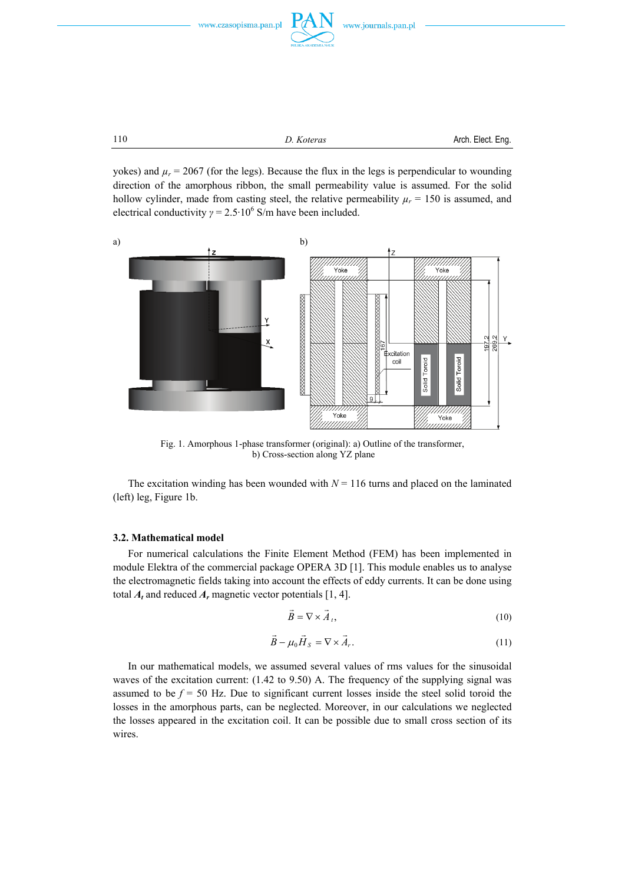yokes) and $\mu_r = 2067$ (for the legs). Because the flux in the legs is perpendicular to wounding direction of the amorphous ribbon, the small permeability value is assumed. For the solid hollow cylinder, made from casting steel, the relative permeability $\mu_r = 150$ is assumed, and electrical conductivity $\gamma = 2.5 \cdot 10^6$ S/m have been included.

Fig. 1. Amorphous 1-phase transformer (original): a) Outline of the transformer, b) Cross-section along YZ plane

The excitation winding has been wounded with $N = 116$ turns and placed on the laminated (left) leg, Figure 1b.

### 3.2. Mathematical model

For numerical calculations the Finite Element Method (FEM) has been implemented in module Elektra of the commercial package OPERA 3D [1]. This module enables us to analyse the electromagnetic fields taking into account the effects of eddy currents. It can be done using total $\boldsymbol{A_t}$ and reduced $\boldsymbol{A_r}$ magnetic vector potentials [1, 4].

$$\vec{B} = \nabla \times \vec{A}_t, \tag{10}$$

$$\vec{B} - \mu_0 \vec{H}_S = \nabla \times \vec{A}_r. \tag{11}$$

In our mathematical models, we assumed several values of rms values for the sinusoidal waves of the excitation current: (1.42 to 9.50) A. The frequency of the supplying signal was assumed to be $f = 50$ Hz. Due to significant current losses inside the steel solid toroid the losses in the amorphous parts, can be neglected. Moreover, in our calculations we neglected the losses appeared in the excitation coil. It can be possible due to small cross section of its wires.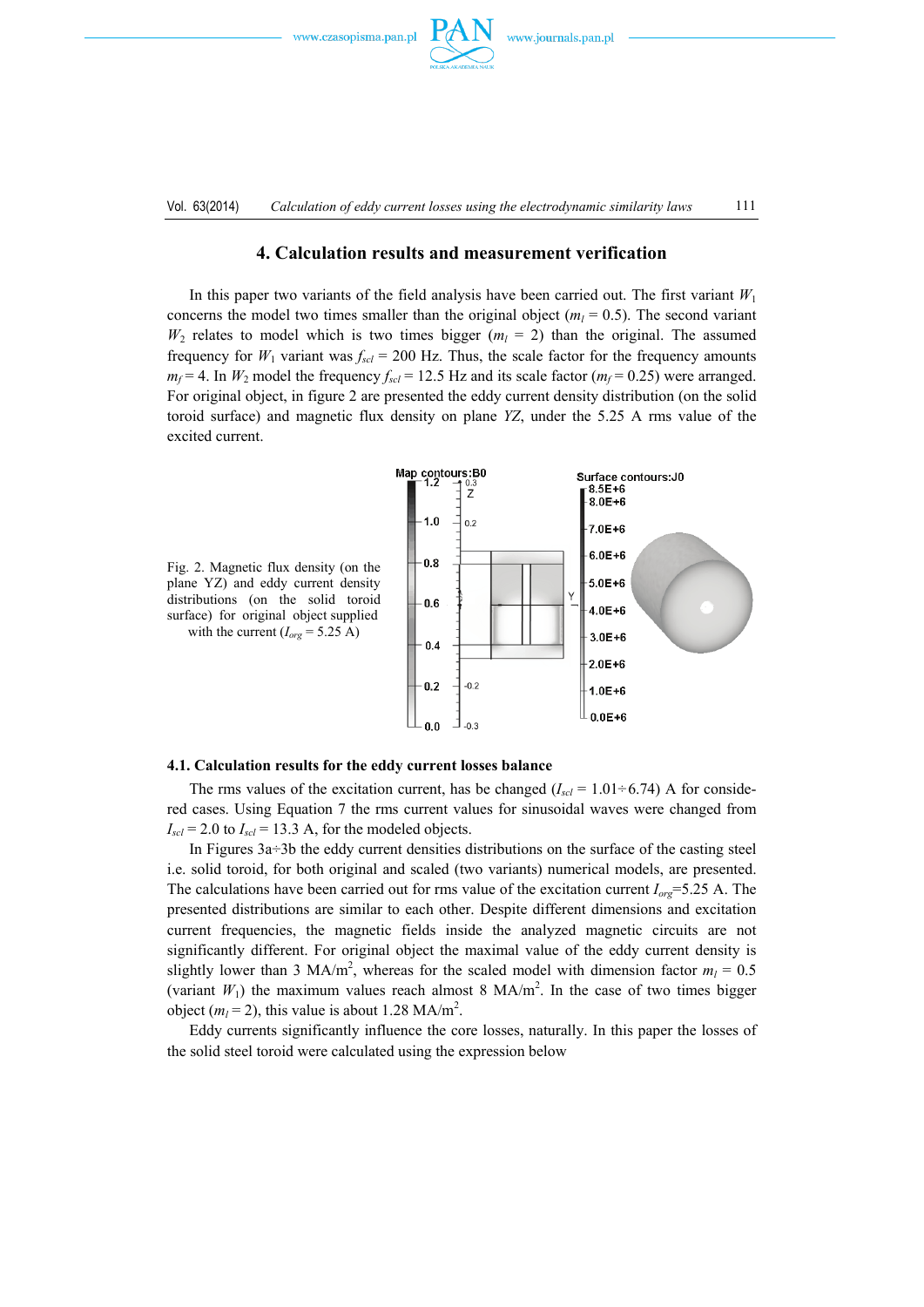## 4. Calculation results and measurement verification

In this paper two variants of the field analysis have been carried out. The first variant $W_1$ concerns the model two times smaller than the original object ($m_l = 0.5$). The second variant $W_2$ relates to model which is two times bigger ($m_l = 2$) than the original. The assumed frequency for $W_1$ variant was $f_{scl} = 200$ Hz. Thus, the scale factor for the frequency amounts $m_f = 4$. In $W_2$ model the frequency $f_{scl} = 12.5$ Hz and its scale factor ($m_f = 0.25$) were arranged. For original object, in figure 2 are presented the eddy current density distribution (on the solid toroid surface) and magnetic flux density on plane *YZ*, under the 5.25 A rms value of the excited current.

Map contours:B0
1.2
1.0
0.8
0.6
0.4
0.2
0.0
0.3
Z
0.2
-0.2
-0.3
Y

Surface contours:J0
8.5E+6
8.0E+6
7.0E+6
6.0E+6
5.0E+6
4.0E+6
3.0E+6
2.0E+6
1.0E+6
0.0E+6

Fig. 2. Magnetic flux density (on the plane YZ) and eddy current density distributions (on the solid toroid surface) for original object supplied with the current ($I_{org} = 5.25$ A)

### 4.1. Calculation results for the eddy current losses balance

The rms values of the excitation current, has be changed ($I_{scl} = 1.01 \div 6.74$) A for considered cases. Using Equation 7 the rms current values for sinusoidal waves were changed from $I_{scl} = 2.0$ to $I_{scl} = 13.3$ A, for the modeled objects.

In Figures 3a÷3b the eddy current densities distributions on the surface of the casting steel i.e. solid toroid, for both original and scaled (two variants) numerical models, are presented. The calculations have been carried out for rms value of the excitation current $I_{org}$=5.25 A. The presented distributions are similar to each other. Despite different dimensions and excitation current frequencies, the magnetic fields inside the analyzed magnetic circuits are not significantly different. For original object the maximal value of the eddy current density is slightly lower than 3 MA/m$^2$, whereas for the scaled model with dimension factor $m_l = 0.5$ (variant $W_1$) the maximum values reach almost 8 MA/m$^2$. In the case of two times bigger object ($m_l = 2$), this value is about 1.28 MA/m$^2$.

Eddy currents significantly influence the core losses, naturally. In this paper the losses of the solid steel toroid were calculated using the expression below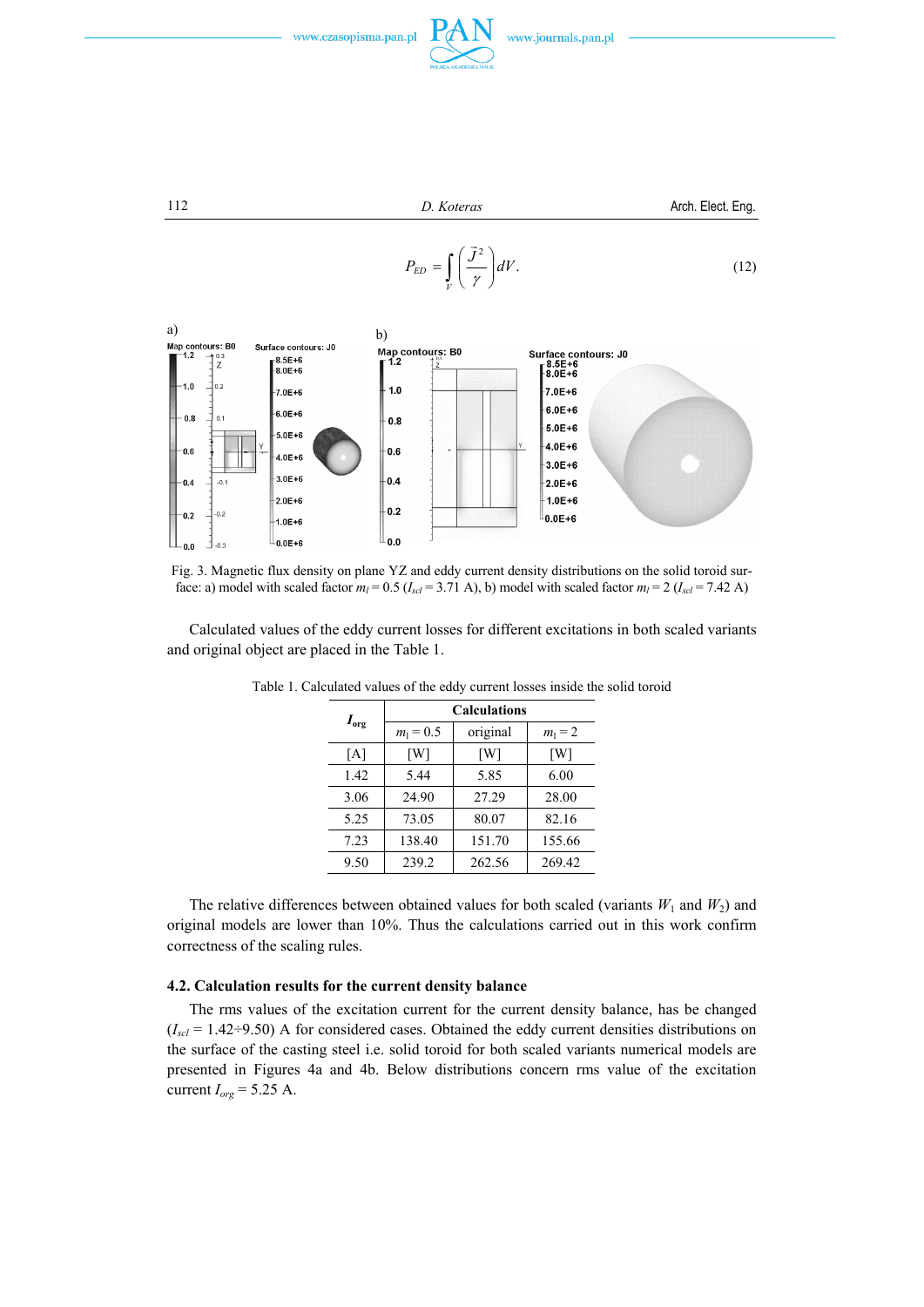$$P_{ED} = \int_V \left( \frac{\vec{J}^2}{\gamma} \right) dV. \tag{12}$$

Fig. 3. Magnetic flux density on plane YZ and eddy current density distributions on the solid toroid surface: a) model with scaled factor $m_l = 0.5$ ($I_{scl} = 3.71$ A), b) model with scaled factor $m_l = 2$ ($I_{scl} = 7.42$ A)

Calculated values of the eddy current losses for different excitations in both scaled variants and original object are placed in the Table 1.

Table 1. Calculated values of the eddy current losses inside the solid toroid

| $I_{org}$ | Calculations | | |
|---|---|---|---|
| | $m_l = 0.5$ | original | $m_l = 2$ |
| [A] | [W] | [W] | [W] |
| 1.42 | 5.44 | 5.85 | 6.00 |
| 3.06 | 24.90 | 27.29 | 28.00 |
| 5.25 | 73.05 | 80.07 | 82.16 |
| 7.23 | 138.40 | 151.70 | 155.66 |
| 9.50 | 239.2 | 262.56 | 269.42 |

The relative differences between obtained values for both scaled (variants $W_1$ and $W_2$) and original models are lower than 10%. Thus the calculations carried out in this work confirm correctness of the scaling rules.

### 4.2. Calculation results for the current density balance

The rms values of the excitation current for the current density balance, has be changed ($I_{scl} = 1.42 \div 9.50$) A for considered cases. Obtained the eddy current densities distributions on the surface of the casting steel i.e. solid toroid for both scaled variants numerical models are presented in Figures 4a and 4b. Below distributions concern rms value of the excitation current $I_{org} = 5.25$ A.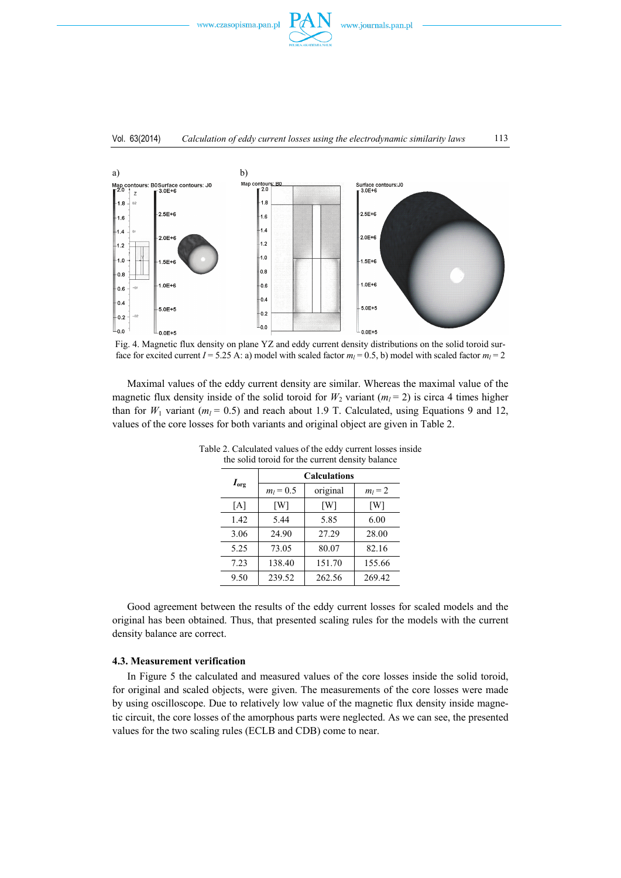a)

Map contours: B0 Surface contours: J0

b)

Map contours: B0

Surface contours: J0

Fig. 4. Magnetic flux density on plane YZ and eddy current density distributions on the solid toroid surface for excited current $I = 5.25$ A: a) model with scaled factor $m_l = 0.5$, b) model with scaled factor $m_l = 2$

Maximal values of the eddy current density are similar. Whereas the maximal value of the magnetic flux density inside of the solid toroid for $W_2$ variant ($m_l = 2$) is circa 4 times higher than for $W_1$ variant ($m_l = 0.5$) and reach about 1.9 T. Calculated, using Equations 9 and 12, values of the core losses for both variants and original object are given in Table 2.

Table 2. Calculated values of the eddy current losses inside the solid toroid for the current density balance

| $I_{org}$ | Calculations | | |
|---|---|---|---|
| | $m_l = 0.5$ | original | $m_l = 2$ |
| [A] | [W] | [W] | [W] |
| 1.42 | 5.44 | 5.85 | 6.00 |
| 3.06 | 24.90 | 27.29 | 28.00 |
| 5.25 | 73.05 | 80.07 | 82.16 |
| 7.23 | 138.40 | 151.70 | 155.66 |
| 9.50 | 239.52 | 262.56 | 269.42 |

Good agreement between the results of the eddy current losses for scaled models and the original has been obtained. Thus, that presented scaling rules for the models with the current density balance are correct.

### 4.3. Measurement verification

In Figure 5 the calculated and measured values of the core losses inside the solid toroid, for original and scaled objects, were given. The measurements of the core losses were made by using oscilloscope. Due to relatively low value of the magnetic flux density inside magnetic circuit, the core losses of the amorphous parts were neglected. As we can see, the presented values for the two scaling rules (ECLB and CDB) come to near.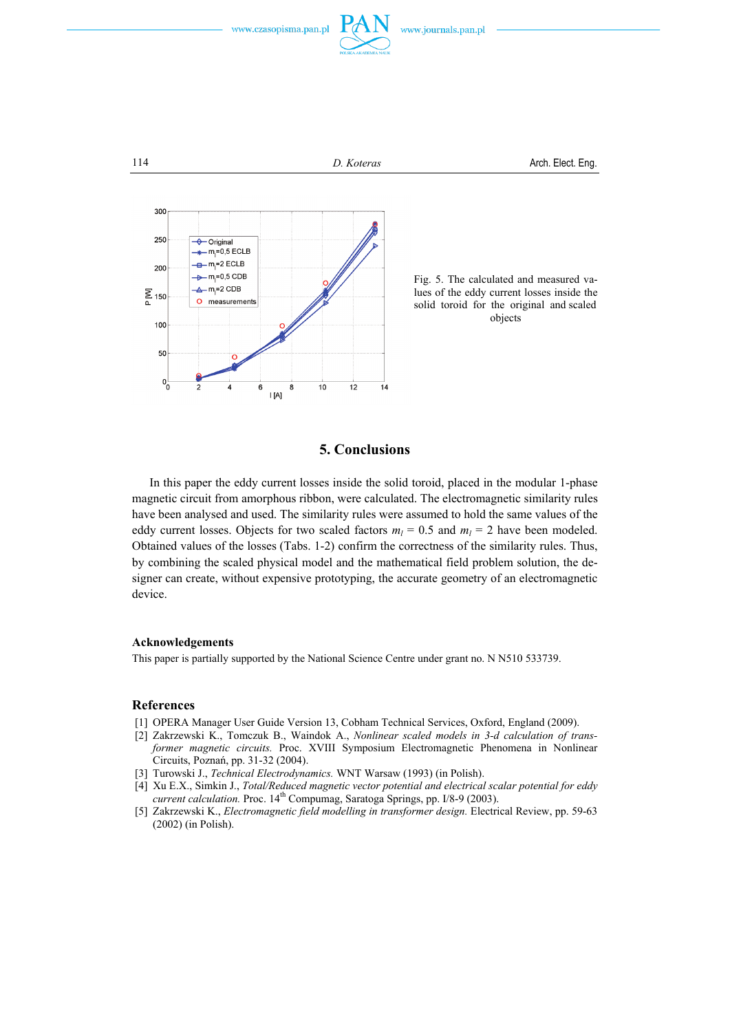300
250
200
150
100
50
0
P [W]
0 2 4 6 8 10 12 14
I [A]
Original
$m_l$=0,5 ECLB
$m_l$=2 ECLB
$m_l$=0,5 CDB
$m_l$=2 CDB
measurements

Fig. 5. The calculated and measured values of the eddy current losses inside the solid toroid for the original and scaled objects

## 5. Conclusions

In this paper the eddy current losses inside the solid toroid, placed in the modular 1-phase magnetic circuit from amorphous ribbon, were calculated. The electromagnetic similarity rules have been analysed and used. The similarity rules were assumed to hold the same values of the eddy current losses. Objects for two scaled factors $m_l$ = 0.5 and $m_l$ = 2 have been modeled. Obtained values of the losses (Tabs. 1-2) confirm the correctness of the similarity rules. Thus, by combining the scaled physical model and the mathematical field problem solution, the designer can create, without expensive prototyping, the accurate geometry of an electromagnetic device.

### Acknowledgements

This paper is partially supported by the National Science Centre under grant no. N N510 533739.

### References

[1] OPERA Manager User Guide Version 13, Cobham Technical Services, Oxford, England (2009).
[2] Zakrzewski K., Tomczuk B., Waindok A., *Nonlinear scaled models in 3-d calculation of transformer magnetic circuits.* Proc. XVIII Symposium Electromagnetic Phenomena in Nonlinear Circuits, Poznań, pp. 31-32 (2004).
[3] Turowski J., *Technical Electrodynamics.* WNT Warsaw (1993) (in Polish).
[4] Xu E.X., Simkin J., *Total/Reduced magnetic vector potential and electrical scalar potential for eddy current calculation.* Proc. 14th Compumag, Saratoga Springs, pp. I/8-9 (2003).
[5] Zakrzewski K., *Electromagnetic field modelling in transformer design.* Electrical Review, pp. 59-63 (2002) (in Polish).